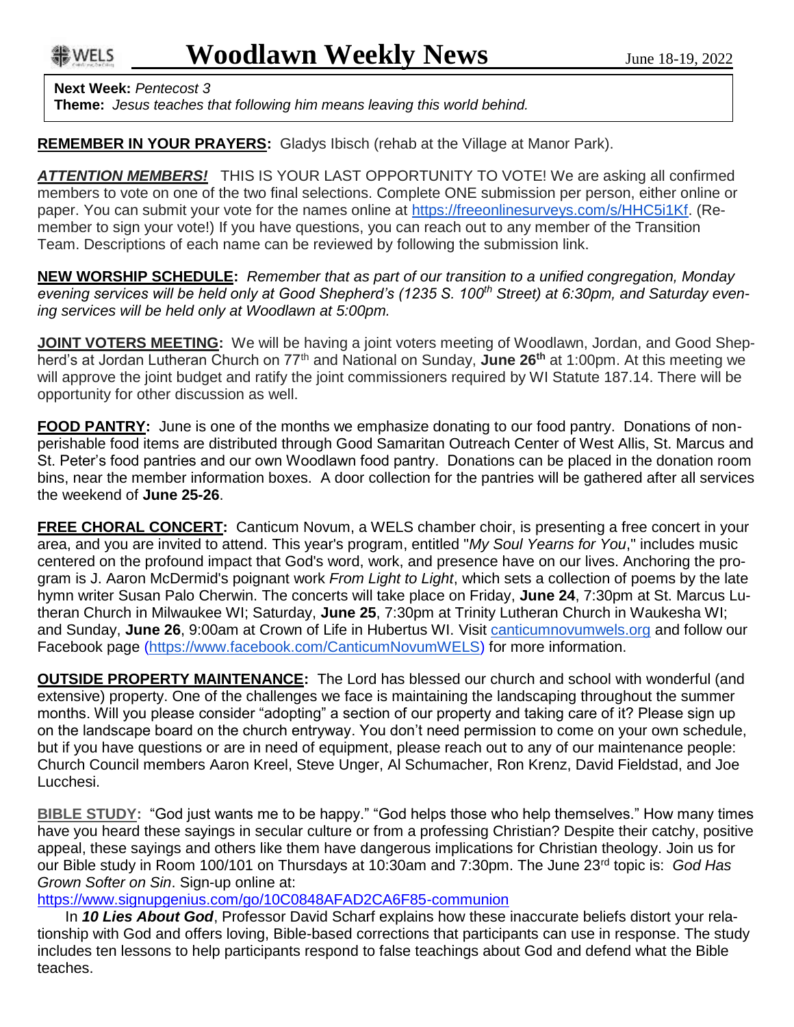# Woodlawn Weekly News

June 18-19, 2022

**Next Week:** *Pentecost 3*
**Theme:** *Jesus teaches that following him means leaving this world behind.*

**REMEMBER IN YOUR PRAYERS:** Gladys Ibisch (rehab at the Village at Manor Park).

***ATTENTION MEMBERS!*** THIS IS YOUR LAST OPPORTUNITY TO VOTE! We are asking all confirmed members to vote on one of the two final selections. Complete ONE submission per person, either online or paper. You can submit your vote for the names online at https://freeonlinesurveys.com/s/HHC5i1Kf. (Remember to sign your vote!) If you have questions, you can reach out to any member of the Transition Team. Descriptions of each name can be reviewed by following the submission link.

**NEW WORSHIP SCHEDULE:** *Remember that as part of our transition to a unified congregation, Monday evening services will be held only at Good Shepherd's (1235 S. 100th Street) at 6:30pm, and Saturday evening services will be held only at Woodlawn at 5:00pm.*

**JOINT VOTERS MEETING:** We will be having a joint voters meeting of Woodlawn, Jordan, and Good Shepherd's at Jordan Lutheran Church on 77th and National on Sunday, **June 26th** at 1:00pm. At this meeting we will approve the joint budget and ratify the joint commissioners required by WI Statute 187.14. There will be opportunity for other discussion as well.

**FOOD PANTRY:** June is one of the months we emphasize donating to our food pantry. Donations of non-perishable food items are distributed through Good Samaritan Outreach Center of West Allis, St. Marcus and St. Peter's food pantries and our own Woodlawn food pantry. Donations can be placed in the donation room bins, near the member information boxes. A door collection for the pantries will be gathered after all services the weekend of **June 25-26**.

**FREE CHORAL CONCERT:** Canticum Novum, a WELS chamber choir, is presenting a free concert in your area, and you are invited to attend. This year's program, entitled "*My Soul Yearns for You*," includes music centered on the profound impact that God's word, work, and presence have on our lives. Anchoring the program is J. Aaron McDermid's poignant work *From Light to Light*, which sets a collection of poems by the late hymn writer Susan Palo Cherwin. The concerts will take place on Friday, **June 24**, 7:30pm at St. Marcus Lutheran Church in Milwaukee WI; Saturday, **June 25**, 7:30pm at Trinity Lutheran Church in Waukesha WI; and Sunday, **June 26**, 9:00am at Crown of Life in Hubertus WI. Visit canticumnovumwels.org and follow our Facebook page (https://www.facebook.com/CanticumNovumWELS) for more information.

**OUTSIDE PROPERTY MAINTENANCE:** The Lord has blessed our church and school with wonderful (and extensive) property. One of the challenges we face is maintaining the landscaping throughout the summer months. Will you please consider "adopting" a section of our property and taking care of it? Please sign up on the landscape board on the church entryway. You don't need permission to come on your own schedule, but if you have questions or are in need of equipment, please reach out to any of our maintenance people: Church Council members Aaron Kreel, Steve Unger, Al Schumacher, Ron Krenz, David Fieldstad, and Joe Lucchesi.

**BIBLE STUDY:** "God just wants me to be happy." "God helps those who help themselves." How many times have you heard these sayings in secular culture or from a professing Christian? Despite their catchy, positive appeal, these sayings and others like them have dangerous implications for Christian theology. Join us for our Bible study in Room 100/101 on Thursdays at 10:30am and 7:30pm. The June 23rd topic is: *God Has Grown Softer on Sin*. Sign-up online at:
https://www.signupgenius.com/go/10C0848AFAD2CA6F85-communion

In ***10 Lies About God***, Professor David Scharf explains how these inaccurate beliefs distort your relationship with God and offers loving, Bible-based corrections that participants can use in response. The study includes ten lessons to help participants respond to false teachings about God and defend what the Bible teaches.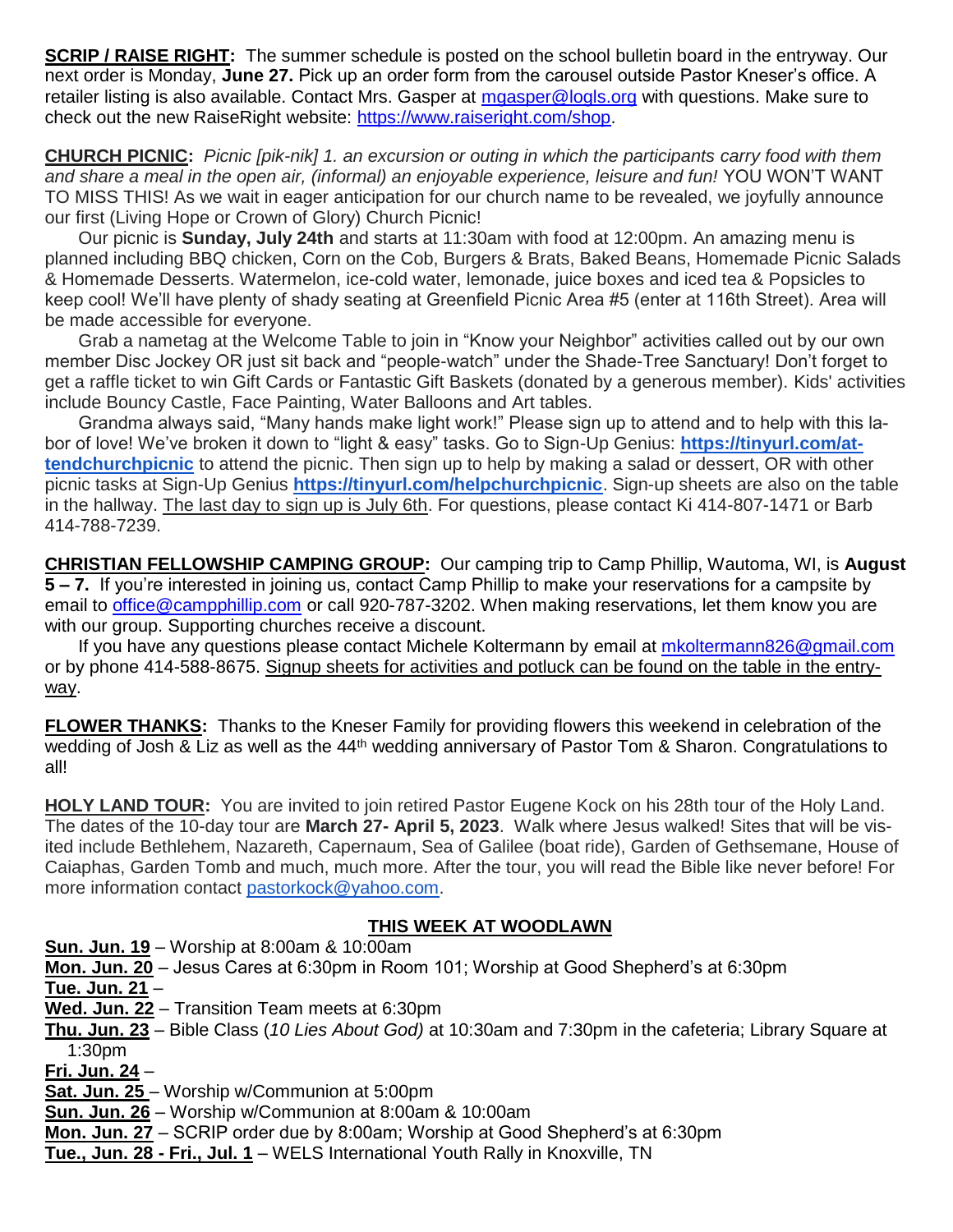**SCRIP / RAISE RIGHT:** The summer schedule is posted on the school bulletin board in the entryway. Our next order is Monday, **June 27.** Pick up an order form from the carousel outside Pastor Kneser's office. A retailer listing is also available. Contact Mrs. Gasper at mgasper@logls.org with questions. Make sure to check out the new RaiseRight website: https://www.raiseright.com/shop.

**CHURCH PICNIC:** *Picnic [pik-nik] 1. an excursion or outing in which the participants carry food with them and share a meal in the open air, (informal) an enjoyable experience, leisure and fun!* YOU WON'T WANT TO MISS THIS! As we wait in eager anticipation for our church name to be revealed, we joyfully announce our first (Living Hope or Crown of Glory) Church Picnic!

Our picnic is **Sunday, July 24th** and starts at 11:30am with food at 12:00pm. An amazing menu is planned including BBQ chicken, Corn on the Cob, Burgers & Brats, Baked Beans, Homemade Picnic Salads & Homemade Desserts. Watermelon, ice-cold water, lemonade, juice boxes and iced tea & Popsicles to keep cool! We'll have plenty of shady seating at Greenfield Picnic Area #5 (enter at 116th Street). Area will be made accessible for everyone.

Grab a nametag at the Welcome Table to join in "Know your Neighbor" activities called out by our own member Disc Jockey OR just sit back and "people-watch" under the Shade-Tree Sanctuary! Don't forget to get a raffle ticket to win Gift Cards or Fantastic Gift Baskets (donated by a generous member). Kids' activities include Bouncy Castle, Face Painting, Water Balloons and Art tables.

Grandma always said, "Many hands make light work!" Please sign up to attend and to help with this labor of love! We've broken it down to "light & easy" tasks. Go to Sign-Up Genius: **https://tinyurl.com/attendchurchpicnic** to attend the picnic. Then sign up to help by making a salad or dessert, OR with other picnic tasks at Sign-Up Genius **https://tinyurl.com/helpchurchpicnic**. Sign-up sheets are also on the table in the hallway. The last day to sign up is July 6th. For questions, please contact Ki 414-807-1471 or Barb 414-788-7239.

**CHRISTIAN FELLOWSHIP CAMPING GROUP:** Our camping trip to Camp Phillip, Wautoma, WI, is **August 5 – 7.** If you're interested in joining us, contact Camp Phillip to make your reservations for a campsite by email to office@campphillip.com or call 920-787-3202. When making reservations, let them know you are with our group. Supporting churches receive a discount.

If you have any questions please contact Michele Koltermann by email at mkoltermann826@gmail.com or by phone 414-588-8675. Signup sheets for activities and potluck can be found on the table in the entryway.

**FLOWER THANKS:** Thanks to the Kneser Family for providing flowers this weekend in celebration of the wedding of Josh & Liz as well as the 44th wedding anniversary of Pastor Tom & Sharon. Congratulations to all!

**HOLY LAND TOUR:** You are invited to join retired Pastor Eugene Kock on his 28th tour of the Holy Land. The dates of the 10-day tour are **March 27- April 5, 2023**. Walk where Jesus walked! Sites that will be visited include Bethlehem, Nazareth, Capernaum, Sea of Galilee (boat ride), Garden of Gethsemane, House of Caiaphas, Garden Tomb and much, much more. After the tour, you will read the Bible like never before! For more information contact pastorkock@yahoo.com.

## THIS WEEK AT WOODLAWN

**Sun. Jun. 19** – Worship at 8:00am & 10:00am
**Mon. Jun. 20** – Jesus Cares at 6:30pm in Room 101; Worship at Good Shepherd's at 6:30pm
**Tue. Jun. 21** –
**Wed. Jun. 22** – Transition Team meets at 6:30pm
**Thu. Jun. 23** – Bible Class (*10 Lies About God)* at 10:30am and 7:30pm in the cafeteria; Library Square at 1:30pm
**Fri. Jun. 24** –
**Sat. Jun. 25** – Worship w/Communion at 5:00pm
**Sun. Jun. 26** – Worship w/Communion at 8:00am & 10:00am
**Mon. Jun. 27** – SCRIP order due by 8:00am; Worship at Good Shepherd's at 6:30pm
**Tue., Jun. 28 - Fri., Jul. 1** – WELS International Youth Rally in Knoxville, TN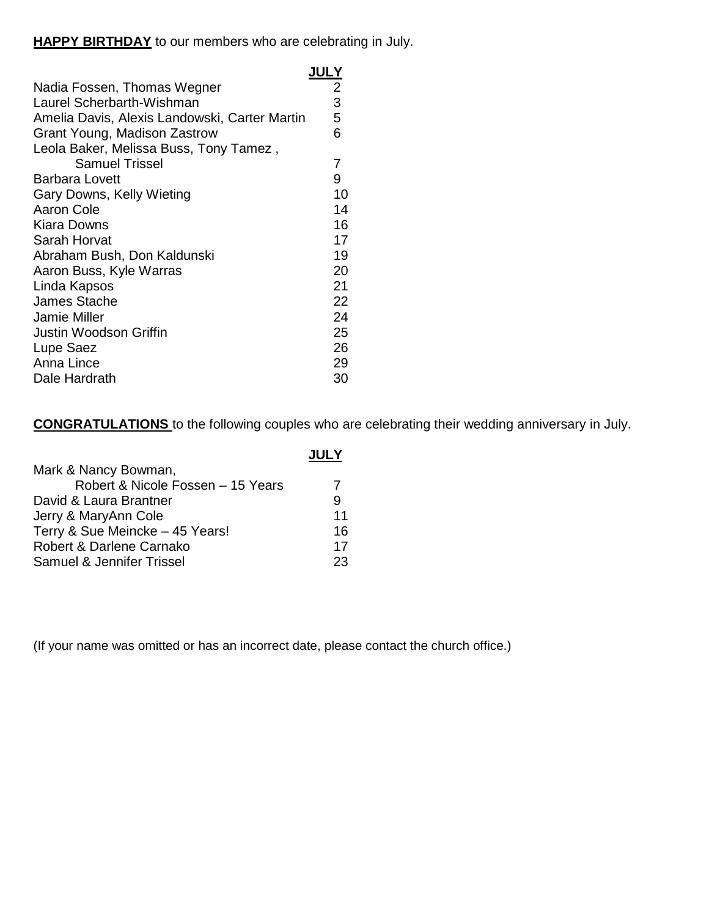**HAPPY BIRTHDAY** to our members who are celebrating in July.

| | **JULY** |
|---|---|
| Nadia Fossen, Thomas Wegner | 2 |
| Laurel Scherbarth-Wishman | 3 |
| Amelia Davis, Alexis Landowski, Carter Martin | 5 |
| Grant Young, Madison Zastrow | 6 |
| Leola Baker, Melissa Buss, Tony Tamez , Samuel Trissel | 7 |
| Barbara Lovett | 9 |
| Gary Downs, Kelly Wieting | 10 |
| Aaron Cole | 14 |
| Kiara Downs | 16 |
| Sarah Horvat | 17 |
| Abraham Bush, Don Kaldunski | 19 |
| Aaron Buss, Kyle Warras | 20 |
| Linda Kapsos | 21 |
| James Stache | 22 |
| Jamie Miller | 24 |
| Justin Woodson Griffin | 25 |
| Lupe Saez | 26 |
| Anna Lince | 29 |
| Dale Hardrath | 30 |

**CONGRATULATIONS** to the following couples who are celebrating their wedding anniversary in July.

| | **JULY** |
|---|---|
| Mark & Nancy Bowman, Robert & Nicole Fossen – 15 Years | 7 |
| David & Laura Brantner | 9 |
| Jerry & MaryAnn Cole | 11 |
| Terry & Sue Meincke – 45 Years! | 16 |
| Robert & Darlene Carnako | 17 |
| Samuel & Jennifer Trissel | 23 |

(If your name was omitted or has an incorrect date, please contact the church office.)